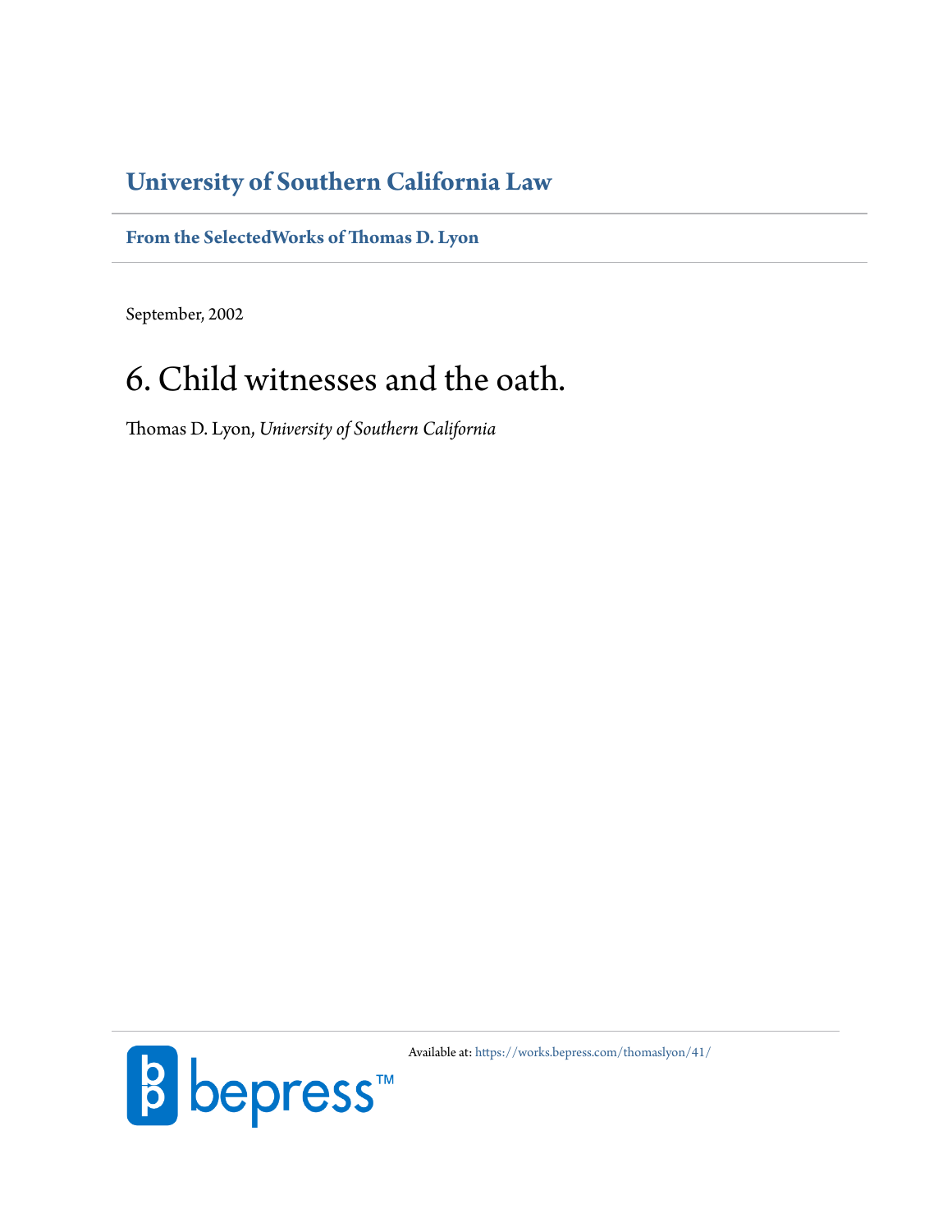**University of Southern California Law**

**From the SelectedWorks of Thomas D. Lyon**

September, 2002

# 6. Child witnesses and the oath.

Thomas D. Lyon, *University of Southern California*

Available at: https://works.bepress.com/thomaslyon/41/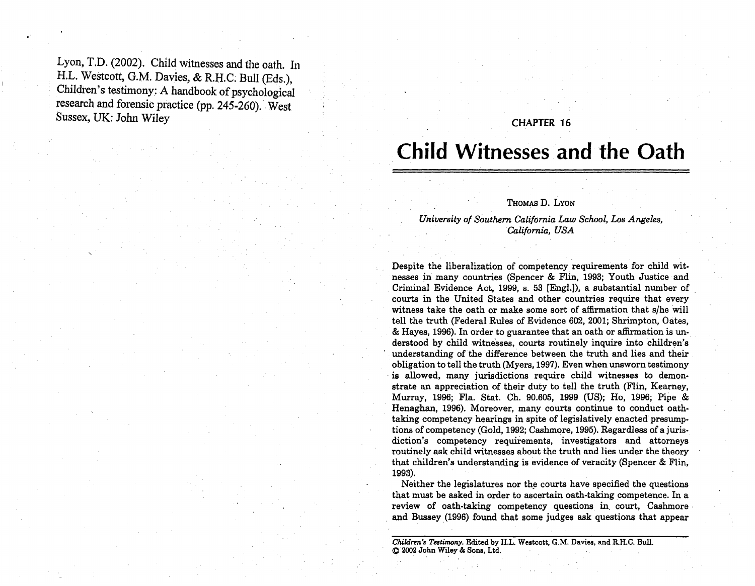Lyon, T.D. (2002). Child witnesses and the oath. In H.L. Westcott, G.M. Davies, & R.H.C. Bull (Eds.), Children's testimony: A handbook of psychological research and forensic practice (pp. 245-260). West Sussex, UK: John Wiley

CHAPTER 16

# Child Witnesses and the Oath

THOMAS D. LYON

*University of Southern California Law School, Los Angeles, California, USA*

Despite the liberalization of competency requirements for child witnesses in many countries (Spencer & Flin, 1993; Youth Justice and Criminal Evidence Act, 1999, s. 53 [Engl.]), a substantial number of courts in the United States and other countries require that every witness take the oath or make some sort of affirmation that s/he will tell the truth (Federal Rules of Evidence 602, 2001; Shrimpton, Oates, & Hayes, 1996). In order to guarantee that an oath or affirmation is understood by child witnesses, courts routinely inquire into children's understanding of the difference between the truth and lies and their obligation to tell the truth (Myers, 1997). Even when unsworn testimony is allowed, many jurisdictions require child witnesses to demonstrate an appreciation of their duty to tell the truth (Flin, Kearney, Murray, 1996; Fla. Stat. Ch. 90.605, 1999 (US); Ho, 1996; Pipe & Henaghan, 1996). Moreover, many courts continue to conduct oath-taking competency hearings in spite of legislatively enacted presumptions of competency (Gold, 1992; Cashmore, 1995). Regardless of a jurisdiction's competency requirements, investigators and attorneys routinely ask child witnesses about the truth and lies under the theory that children's understanding is evidence of veracity (Spencer & Flin, 1993).

Neither the legislatures nor the courts have specified the questions that must be asked in order to ascertain oath-taking competence. In a review of oath-taking competency questions in court, Cashmore and Bussey (1996) found that some judges ask questions that appear

*Children's Testimony.* Edited by H.L. Westcott, G.M. Davies, and R.H.C. Bull.
© 2002 John Wiley & Sons, Ltd.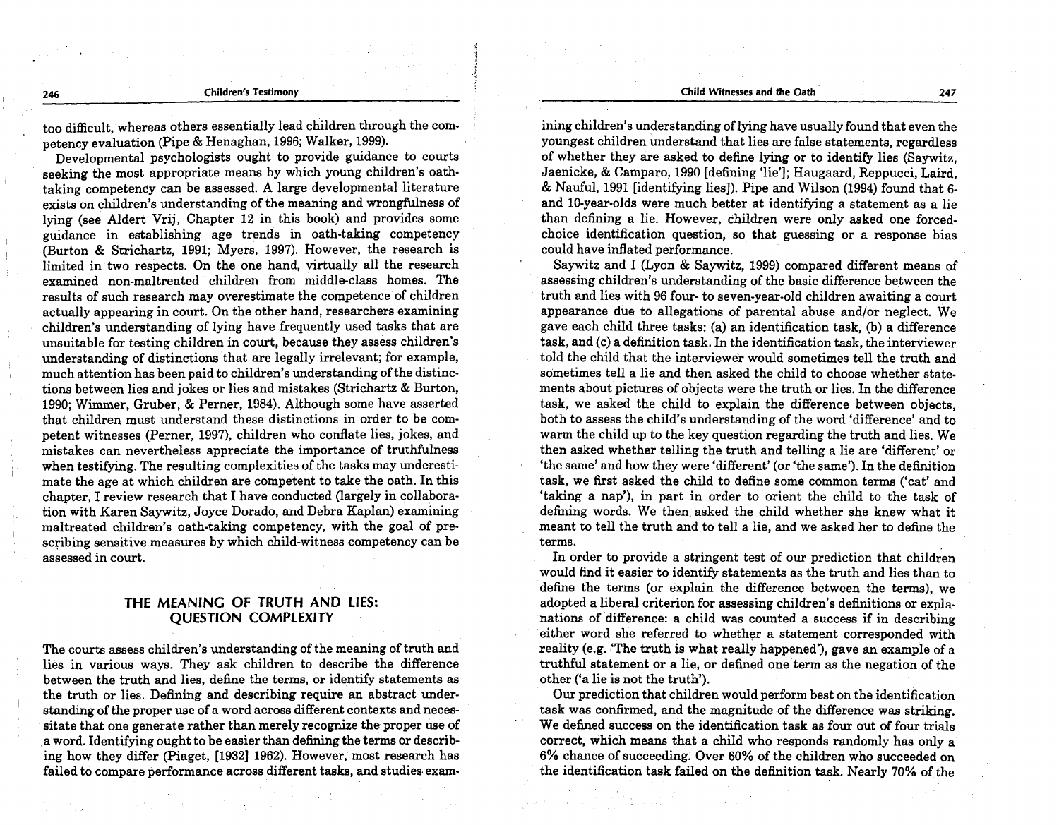too difficult, whereas others essentially lead children through the competency evaluation (Pipe & Henaghan, 1996; Walker, 1999).

Developmental psychologists ought to provide guidance to courts seeking the most appropriate means by which young children's oath-taking competency can be assessed. A large developmental literature exists on children's understanding of the meaning and wrongfulness of lying (see Aldert Vrij, Chapter 12 in this book) and provides some guidance in establishing age trends in oath-taking competency (Burton & Strichartz, 1991; Myers, 1997). However, the research is limited in two respects. On the one hand, virtually all the research examined non-maltreated children from middle-class homes. The results of such research may overestimate the competence of children actually appearing in court. On the other hand, researchers examining children's understanding of lying have frequently used tasks that are unsuitable for testing children in court, because they assess children's understanding of distinctions that are legally irrelevant; for example, much attention has been paid to children's understanding of the distinctions between lies and jokes or lies and mistakes (Strichartz & Burton, 1990; Wimmer, Gruber, & Perner, 1984). Although some have asserted that children must understand these distinctions in order to be competent witnesses (Perner, 1997), children who conflate lies, jokes, and mistakes can nevertheless appreciate the importance of truthfulness when testifying. The resulting complexities of the tasks may underestimate the age at which children are competent to take the oath. In this chapter, I review research that I have conducted (largely in collaboration with Karen Saywitz, Joyce Dorado, and Debra Kaplan) examining maltreated children's oath-taking competency, with the goal of prescribing sensitive measures by which child-witness competency can be assessed in court.

## THE MEANING OF TRUTH AND LIES: QUESTION COMPLEXITY

The courts assess children's understanding of the meaning of truth and lies in various ways. They ask children to describe the difference between the truth and lies, define the terms, or identify statements as the truth or lies. Defining and describing require an abstract understanding of the proper use of a word across different contexts and necessitate that one generate rather than merely recognize the proper use of a word. Identifying ought to be easier than defining the terms or describing how they differ (Piaget, [1932] 1962). However, most research has failed to compare performance across different tasks, and studies examining children's understanding of lying have usually found that even the youngest children understand that lies are false statements, regardless of whether they are asked to define lying or to identify lies (Saywitz, Jaenicke, & Camparo, 1990 [defining 'lie']; Haugaard, Reppucci, Laird, & Nauful, 1991 [identifying lies]). Pipe and Wilson (1994) found that 6- and 10-year-olds were much better at identifying a statement as a lie than defining a lie. However, children were only asked one forced-choice identification question, so that guessing or a response bias could have inflated performance.

Saywitz and I (Lyon & Saywitz, 1999) compared different means of assessing children's understanding of the basic difference between the truth and lies with 96 four- to seven-year-old children awaiting a court appearance due to allegations of parental abuse and/or neglect. We gave each child three tasks: (a) an identification task, (b) a difference task, and (c) a definition task. In the identification task, the interviewer told the child that the interviewer would sometimes tell the truth and sometimes tell a lie and then asked the child to choose whether statements about pictures of objects were the truth or lies. In the difference task, we asked the child to explain the difference between objects, both to assess the child's understanding of the word 'difference' and to warm the child up to the key question regarding the truth and lies. We then asked whether telling the truth and telling a lie are 'different' or 'the same' and how they were 'different' (or 'the same'). In the definition task, we first asked the child to define some common terms ('cat' and 'taking a nap'), in part in order to orient the child to the task of defining words. We then asked the child whether she knew what it meant to tell the truth and to tell a lie, and we asked her to define the terms.

In order to provide a stringent test of our prediction that children would find it easier to identify statements as the truth and lies than to define the terms (or explain the difference between the terms), we adopted a liberal criterion for assessing children's definitions or explanations of difference: a child was counted a success if in describing either word she referred to whether a statement corresponded with reality (e.g. 'The truth is what really happened'), gave an example of a truthful statement or a lie, or defined one term as the negation of the other ('a lie is not the truth').

Our prediction that children would perform best on the identification task was confirmed, and the magnitude of the difference was striking. We defined success on the identification task as four out of four trials correct, which means that a child who responds randomly has only a 6% chance of succeeding. Over 60% of the children who succeeded on the identification task failed on the definition task. Nearly 70% of the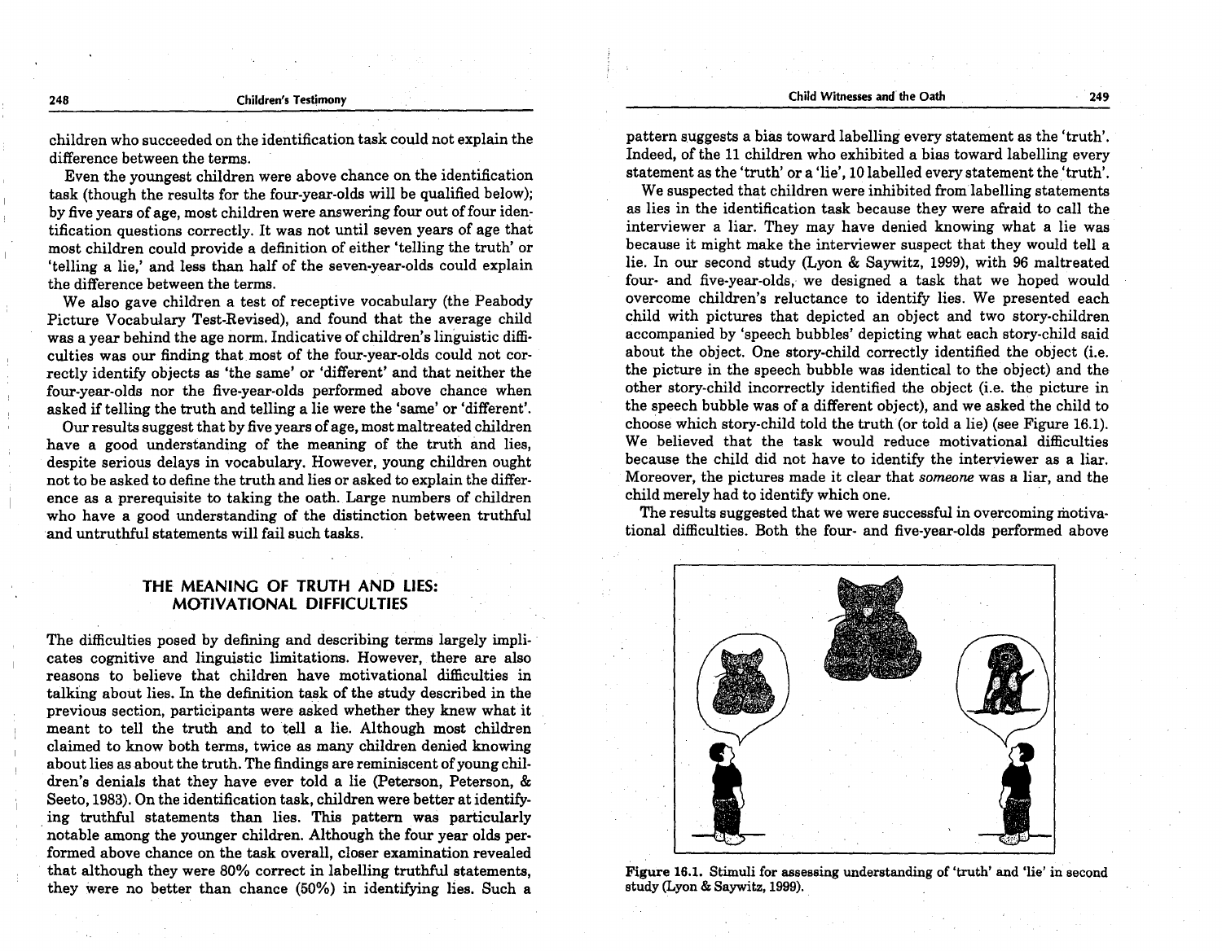children who succeeded on the identification task could not explain the difference between the terms.

Even the youngest children were above chance on the identification task (though the results for the four-year-olds will be qualified below); by five years of age, most children were answering four out of four identification questions correctly. It was not until seven years of age that most children could provide a definition of either 'telling the truth' or 'telling a lie,' and less than half of the seven-year-olds could explain the difference between the terms.

We also gave children a test of receptive vocabulary (the Peabody Picture Vocabulary Test-Revised), and found that the average child was a year behind the age norm. Indicative of children's linguistic difficulties was our finding that most of the four-year-olds could not correctly identify objects as 'the same' or 'different' and that neither the four-year-olds nor the five-year-olds performed above chance when asked if telling the truth and telling a lie were the 'same' or 'different'.

Our results suggest that by five years of age, most maltreated children have a good understanding of the meaning of the truth and lies, despite serious delays in vocabulary. However, young children ought not to be asked to define the truth and lies or asked to explain the difference as a prerequisite to taking the oath. Large numbers of children who have a good understanding of the distinction between truthful and untruthful statements will fail such tasks.

## THE MEANING OF TRUTH AND LIES: MOTIVATIONAL DIFFICULTIES

The difficulties posed by defining and describing terms largely implicates cognitive and linguistic limitations. However, there are also reasons to believe that children have motivational difficulties in talking about lies. In the definition task of the study described in the previous section, participants were asked whether they knew what it meant to tell the truth and to tell a lie. Although most children claimed to know both terms, twice as many children denied knowing about lies as about the truth. The findings are reminiscent of young children's denials that they have ever told a lie (Peterson, Peterson, & Seeto, 1983). On the identification task, children were better at identifying truthful statements than lies. This pattern was particularly notable among the younger children. Although the four year olds performed above chance on the task overall, closer examination revealed that although they were 80% correct in labelling truthful statements, they were no better than chance (50%) in identifying lies. Such a pattern suggests a bias toward labelling every statement as the 'truth'. Indeed, of the 11 children who exhibited a bias toward labelling every statement as the 'truth' or a 'lie', 10 labelled every statement the 'truth'.

We suspected that children were inhibited from labelling statements as lies in the identification task because they were afraid to call the interviewer a liar. They may have denied knowing what a lie was because it might make the interviewer suspect that they would tell a lie. In our second study (Lyon & Saywitz, 1999), with 96 maltreated four- and five-year-olds, we designed a task that we hoped would overcome children's reluctance to identify lies. We presented each child with pictures that depicted an object and two story-children accompanied by 'speech bubbles' depicting what each story-child said about the object. One story-child correctly identified the object (i.e. the picture in the speech bubble was identical to the object) and the other story-child incorrectly identified the object (i.e. the picture in the speech bubble was of a different object), and we asked the child to choose which story-child told the truth (or told a lie) (see Figure 16.1). We believed that the task would reduce motivational difficulties because the child did not have to identify the interviewer as a liar. Moreover, the pictures made it clear that *someone* was a liar, and the child merely had to identify which one.

The results suggested that we were successful in overcoming motivational difficulties. Both the four- and five-year-olds performed above

**Figure 16.1.** Stimuli for assessing understanding of 'truth' and 'lie' in second study (Lyon & Saywitz, 1999).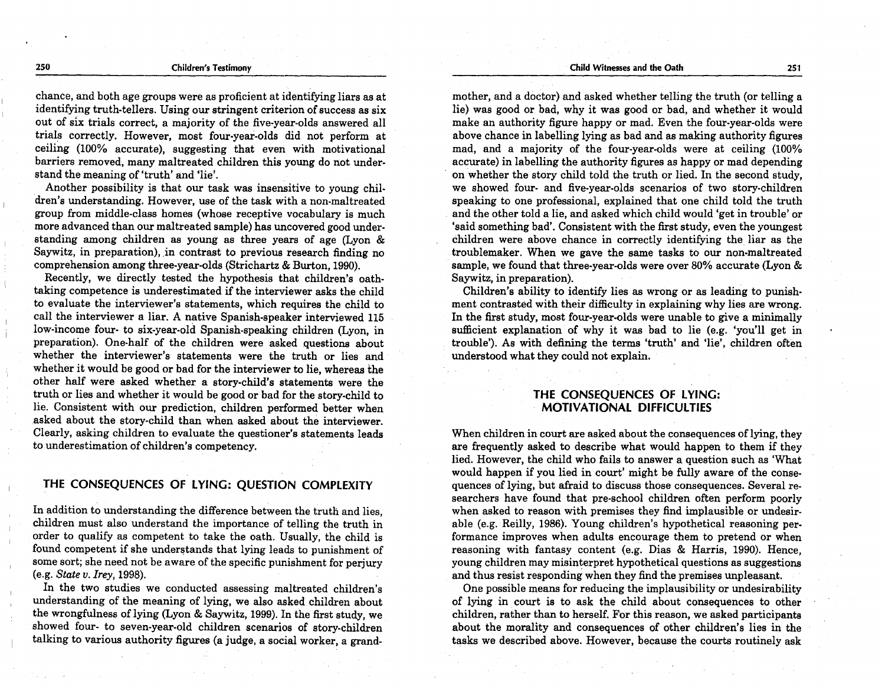chance, and both age groups were as proficient at identifying liars as at identifying truth-tellers. Using our stringent criterion of success as six out of six trials correct, a majority of the five-year-olds answered all trials correctly. However, most four-year-olds did not perform at ceiling (100% accurate), suggesting that even with motivational barriers removed, many maltreated children this young do not understand the meaning of 'truth' and 'lie'.

Another possibility is that our task was insensitive to young children's understanding. However, use of the task with a non-maltreated group from middle-class homes (whose receptive vocabulary is much more advanced than our maltreated sample) has uncovered good understanding among children as young as three years of age (Lyon & Saywitz, in preparation), in contrast to previous research finding no comprehension among three-year-olds (Strichartz & Burton, 1990).

Recently, we directly tested the hypothesis that children's oath-taking competence is underestimated if the interviewer asks the child to evaluate the interviewer's statements, which requires the child to call the interviewer a liar. A native Spanish-speaker interviewed 115 low-income four- to six-year-old Spanish-speaking children (Lyon, in preparation). One-half of the children were asked questions about whether the interviewer's statements were the truth or lies and whether it would be good or bad for the interviewer to lie, whereas the other half were asked whether a story-child's statements were the truth or lies and whether it would be good or bad for the story-child to lie. Consistent with our prediction, children performed better when asked about the story-child than when asked about the interviewer. Clearly, asking children to evaluate the questioner's statements leads to underestimation of children's competency.

## THE CONSEQUENCES OF LYING: QUESTION COMPLEXITY

In addition to understanding the difference between the truth and lies, children must also understand the importance of telling the truth in order to qualify as competent to take the oath. Usually, the child is found competent if she understands that lying leads to punishment of some sort; she need not be aware of the specific punishment for perjury (e.g. *State v. Irey*, 1998).

In the two studies we conducted assessing maltreated children's understanding of the meaning of lying, we also asked children about the wrongfulness of lying (Lyon & Saywitz, 1999). In the first study, we showed four- to seven-year-old children scenarios of story-children talking to various authority figures (a judge, a social worker, a grandmother, and a doctor) and asked whether telling the truth (or telling a lie) was good or bad, why it was good or bad, and whether it would make an authority figure happy or mad. Even the four-year-olds were above chance in labelling lying as bad and as making authority figures mad, and a majority of the four-year-olds were at ceiling (100% accurate) in labelling the authority figures as happy or mad depending on whether the story child told the truth or lied. In the second study, we showed four- and five-year-olds scenarios of two story-children speaking to one professional, explained that one child told the truth and the other told a lie, and asked which child would 'get in trouble' or 'said something bad'. Consistent with the first study, even the youngest children were above chance in correctly identifying the liar as the troublemaker. When we gave the same tasks to our non-maltreated sample, we found that three-year-olds were over 80% accurate (Lyon & Saywitz, in preparation).

Children's ability to identify lies as wrong or as leading to punishment contrasted with their difficulty in explaining why lies are wrong. In the first study, most four-year-olds were unable to give a minimally sufficient explanation of why it was bad to lie (e.g. 'you'll get in trouble'). As with defining the terms 'truth' and 'lie', children often understood what they could not explain.

## THE CONSEQUENCES OF LYING: MOTIVATIONAL DIFFICULTIES

When children in court are asked about the consequences of lying, they are frequently asked to describe what would happen to them if they lied. However, the child who fails to answer a question such as 'What would happen if you lied in court' might be fully aware of the consequences of lying, but afraid to discuss those consequences. Several researchers have found that pre-school children often perform poorly when asked to reason with premises they find implausible or undesirable (e.g. Reilly, 1986). Young children's hypothetical reasoning performance improves when adults encourage them to pretend or when reasoning with fantasy content (e.g. Dias & Harris, 1990). Hence, young children may misinterpret hypothetical questions as suggestions and thus resist responding when they find the premises unpleasant.

One possible means for reducing the implausibility or undesirability of lying in court is to ask the child about consequences to other children, rather than to herself. For this reason, we asked participants about the morality and consequences of other children's lies in the tasks we described above. However, because the courts routinely ask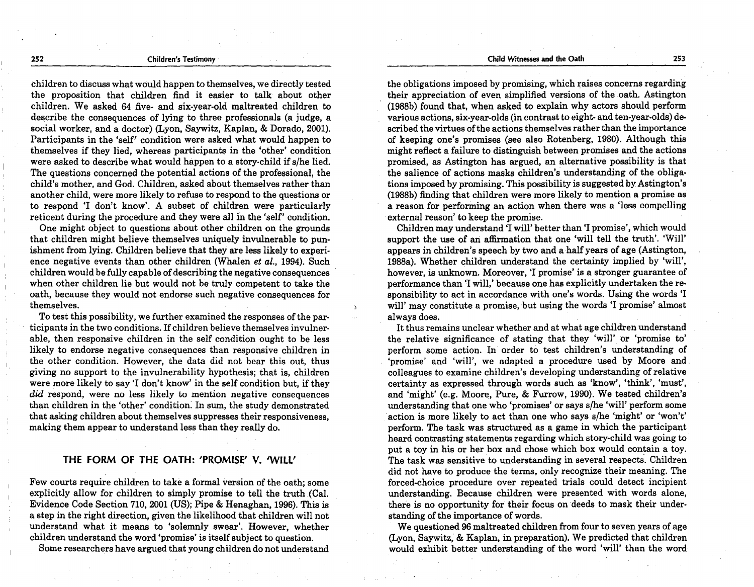children to discuss what would happen to themselves, we directly tested the proposition that children find it easier to talk about other children. We asked 64 five- and six-year-old maltreated children to describe the consequences of lying to three professionals (a judge, a social worker, and a doctor) (Lyon, Saywitz, Kaplan, & Dorado, 2001). Participants in the 'self' condition were asked what would happen to themselves if they lied, whereas participants in the 'other' condition were asked to describe what would happen to a story-child if s/he lied. The questions concerned the potential actions of the professional, the child's mother, and God. Children, asked about themselves rather than another child, were more likely to refuse to respond to the questions or to respond 'I don't know'. A subset of children were particularly reticent during the procedure and they were all in the 'self' condition.

One might object to questions about other children on the grounds that children might believe themselves uniquely invulnerable to punishment from lying. Children believe that they are less likely to experience negative events than other children (Whalen *et al.*, 1994). Such children would be fully capable of describing the negative consequences when other children lie but would not be truly competent to take the oath, because they would not endorse such negative consequences for themselves.

To test this possibility, we further examined the responses of the participants in the two conditions. If children believe themselves invulnerable, then responsive children in the self condition ought to be less likely to endorse negative consequences than responsive children in the other condition. However, the data did not bear this out, thus giving no support to the invulnerability hypothesis; that is, children were more likely to say 'I don't know' in the self condition but, if they *did* respond, were no less likely to mention negative consequences than children in the 'other' condition. In sum, the study demonstrated that asking children about themselves suppresses their responsiveness, making them appear to understand less than they really do.

## THE FORM OF THE OATH: 'PROMISE' V. 'WILL'

Few courts require children to take a formal version of the oath; some explicitly allow for children to simply promise to tell the truth (Cal. Evidence Code Section 710, 2001 (US); Pipe & Henaghan, 1996). This is a step in the right direction, given the likelihood that children will not understand what it means to 'solemnly swear'. However, whether children understand the word 'promise' is itself subject to question.

Some researchers have argued that young children do not understand the obligations imposed by promising, which raises concerns regarding their appreciation of even simplified versions of the oath. Astington (1988b) found that, when asked to explain why actors should perform various actions, six-year-olds (in contrast to eight- and ten-year-olds) described the virtues of the actions themselves rather than the importance of keeping one's promises (see also Rotenberg, 1980). Although this might reflect a failure to distinguish between promises and the actions promised, as Astington has argued, an alternative possibility is that the salience of actions masks children's understanding of the obligations imposed by promising. This possibility is suggested by Astington's (1988b) finding that children were more likely to mention a promise as a reason for performing an action when there was a 'less compelling external reason' to keep the promise.

Children may understand 'I will' better than 'I promise', which would support the use of an affirmation that one 'will tell the truth'. 'Will' appears in children's speech by two and a half years of age (Astington, 1988a). Whether children understand the certainty implied by 'will', however, is unknown. Moreover, 'I promise' is a stronger guarantee of performance than 'I will,' because one has explicitly undertaken the responsibility to act in accordance with one's words. Using the words 'I will' may constitute a promise, but using the words 'I promise' almost always does.

It thus remains unclear whether and at what age children understand the relative significance of stating that they 'will' or 'promise to' perform some action. In order to test children's understanding of 'promise' and 'will', we adapted a procedure used by Moore and colleagues to examine children's developing understanding of relative certainty as expressed through words such as 'know', 'think', 'must', and 'might' (e.g. Moore, Pure, & Furrow, 1990). We tested children's understanding that one who 'promises' or says s/he 'will' perform some action is more likely to act than one who says s/he 'might' or 'won't' perform. The task was structured as a game in which the participant heard contrasting statements regarding which story-child was going to put a toy in his or her box and chose which box would contain a toy. The task was sensitive to understanding in several respects. Children did not have to produce the terms, only recognize their meaning. The forced-choice procedure over repeated trials could detect incipient understanding. Because children were presented with words alone, there is no opportunity for their focus on deeds to mask their understanding of the importance of words.

We questioned 96 maltreated children from four to seven years of age (Lyon, Saywitz, & Kaplan, in preparation). We predicted that children would exhibit better understanding of the word 'will' than the word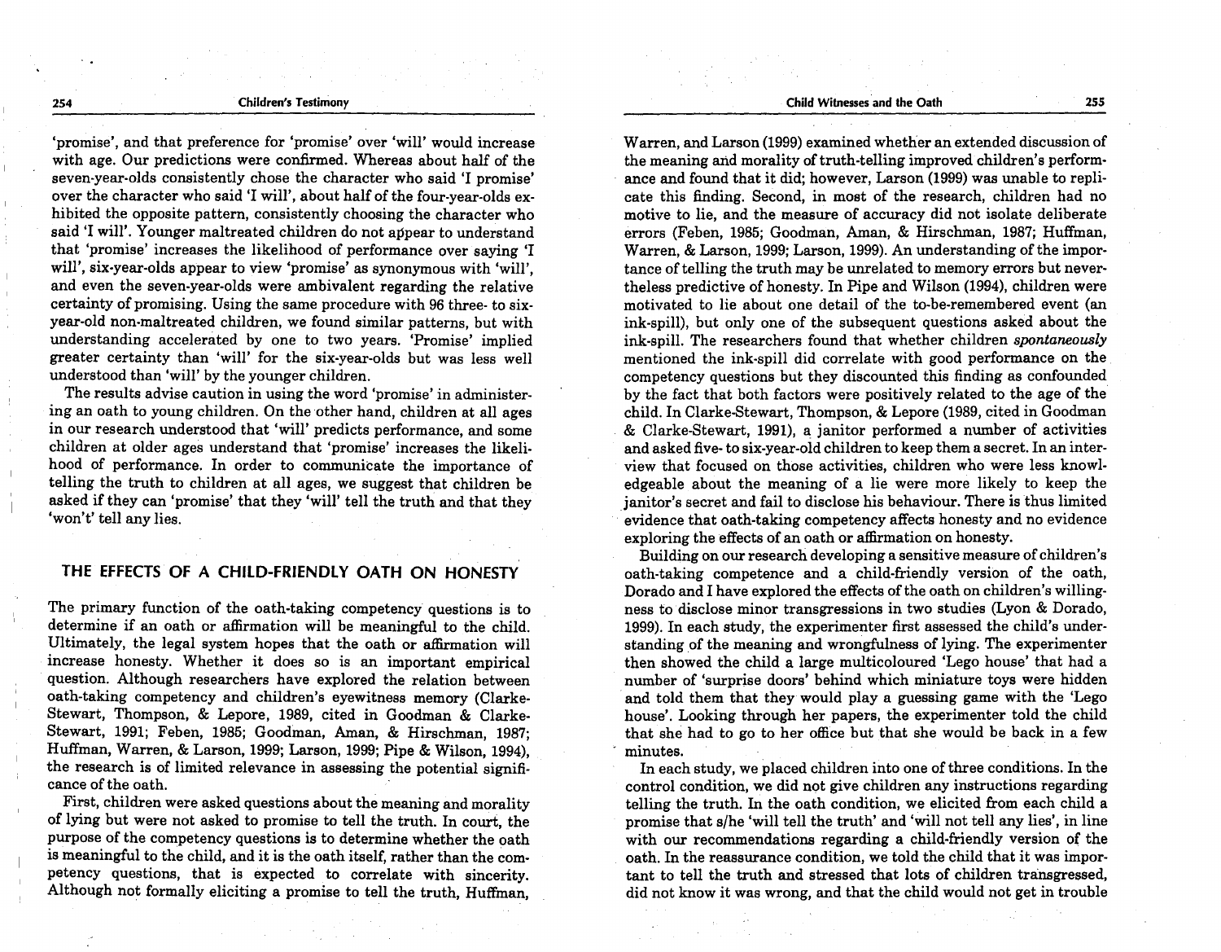'promise', and that preference for 'promise' over 'will' would increase with age. Our predictions were confirmed. Whereas about half of the seven-year-olds consistently chose the character who said 'I promise' over the character who said 'I will', about half of the four-year-olds exhibited the opposite pattern, consistently choosing the character who said 'I will'. Younger maltreated children do not appear to understand that 'promise' increases the likelihood of performance over saying 'I will', six-year-olds appear to view 'promise' as synonymous with 'will', and even the seven-year-olds were ambivalent regarding the relative certainty of promising. Using the same procedure with 96 three- to six-year-old non-maltreated children, we found similar patterns, but with understanding accelerated by one to two years. 'Promise' implied greater certainty than 'will' for the six-year-olds but was less well understood than 'will' by the younger children.

The results advise caution in using the word 'promise' in administering an oath to young children. On the other hand, children at all ages in our research understood that 'will' predicts performance, and some children at older ages understand that 'promise' increases the likelihood of performance. In order to communicate the importance of telling the truth to children at all ages, we suggest that children be asked if they can 'promise' that they 'will' tell the truth and that they 'won't' tell any lies.

## THE EFFECTS OF A CHILD-FRIENDLY OATH ON HONESTY

The primary function of the oath-taking competency questions is to determine if an oath or affirmation will be meaningful to the child. Ultimately, the legal system hopes that the oath or affirmation will increase honesty. Whether it does so is an important empirical question. Although researchers have explored the relation between oath-taking competency and children's eyewitness memory (Clarke-Stewart, Thompson, & Lepore, 1989, cited in Goodman & Clarke-Stewart, 1991; Feben, 1985; Goodman, Aman, & Hirschman, 1987; Huffman, Warren, & Larson, 1999; Larson, 1999; Pipe & Wilson, 1994), the research is of limited relevance in assessing the potential significance of the oath.

First, children were asked questions about the meaning and morality of lying but were not asked to promise to tell the truth. In court, the purpose of the competency questions is to determine whether the oath is meaningful to the child, and it is the oath itself, rather than the competency questions, that is expected to correlate with sincerity. Although not formally eliciting a promise to tell the truth, Huffman, Warren, and Larson (1999) examined whether an extended discussion of the meaning and morality of truth-telling improved children's performance and found that it did; however, Larson (1999) was unable to replicate this finding. Second, in most of the research, children had no motive to lie, and the measure of accuracy did not isolate deliberate errors (Feben, 1985; Goodman, Aman, & Hirschman, 1987; Huffman, Warren, & Larson, 1999; Larson, 1999). An understanding of the importance of telling the truth may be unrelated to memory errors but nevertheless predictive of honesty. In Pipe and Wilson (1994), children were motivated to lie about one detail of the to-be-remembered event (an ink-spill), but only one of the subsequent questions asked about the ink-spill. The researchers found that whether children *spontaneously* mentioned the ink-spill did correlate with good performance on the competency questions but they discounted this finding as confounded by the fact that both factors were positively related to the age of the child. In Clarke-Stewart, Thompson, & Lepore (1989, cited in Goodman & Clarke-Stewart, 1991), a janitor performed a number of activities and asked five- to six-year-old children to keep them a secret. In an interview that focused on those activities, children who were less knowledgeable about the meaning of a lie were more likely to keep the janitor's secret and fail to disclose his behaviour. There is thus limited evidence that oath-taking competency affects honesty and no evidence exploring the effects of an oath or affirmation on honesty.

Building on our research developing a sensitive measure of children's oath-taking competence and a child-friendly version of the oath, Dorado and I have explored the effects of the oath on children's willingness to disclose minor transgressions in two studies (Lyon & Dorado, 1999). In each study, the experimenter first assessed the child's understanding of the meaning and wrongfulness of lying. The experimenter then showed the child a large multicoloured 'Lego house' that had a number of 'surprise doors' behind which miniature toys were hidden and told them that they would play a guessing game with the 'Lego house'. Looking through her papers, the experimenter told the child that she had to go to her office but that she would be back in a few minutes.

In each study, we placed children into one of three conditions. In the control condition, we did not give children any instructions regarding telling the truth. In the oath condition, we elicited from each child a promise that s/he 'will tell the truth' and 'will not tell any lies', in line with our recommendations regarding a child-friendly version of the oath. In the reassurance condition, we told the child that it was important to tell the truth and stressed that lots of children transgressed, did not know it was wrong, and that the child would not get in trouble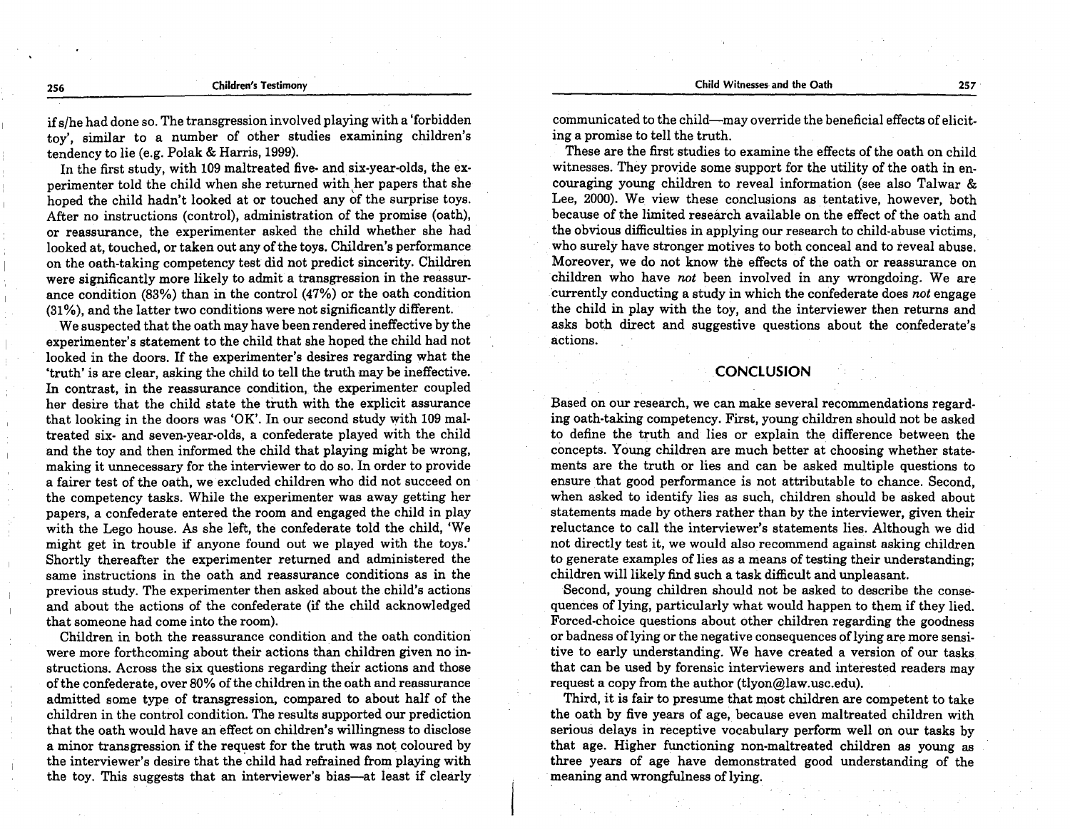if s/he had done so. The transgression involved playing with a 'forbidden toy', similar to a number of other studies examining children's tendency to lie (e.g. Polak & Harris, 1999).

In the first study, with 109 maltreated five- and six-year-olds, the experimenter told the child when she returned with her papers that she hoped the child hadn't looked at or touched any of the surprise toys. After no instructions (control), administration of the promise (oath), or reassurance, the experimenter asked the child whether she had looked at, touched, or taken out any of the toys. Children's performance on the oath-taking competency test did not predict sincerity. Children were significantly more likely to admit a transgression in the reassurance condition (83%) than in the control (47%) or the oath condition (31%), and the latter two conditions were not significantly different.

We suspected that the oath may have been rendered ineffective by the experimenter's statement to the child that she hoped the child had not looked in the doors. If the experimenter's desires regarding what the 'truth' is are clear, asking the child to tell the truth may be ineffective. In contrast, in the reassurance condition, the experimenter coupled her desire that the child state the truth with the explicit assurance that looking in the doors was 'OK'. In our second study with 109 maltreated six- and seven-year-olds, a confederate played with the child and the toy and then informed the child that playing might be wrong, making it unnecessary for the interviewer to do so. In order to provide a fairer test of the oath, we excluded children who did not succeed on the competency tasks. While the experimenter was away getting her papers, a confederate entered the room and engaged the child in play with the Lego house. As she left, the confederate told the child, 'We might get in trouble if anyone found out we played with the toys.' Shortly thereafter the experimenter returned and administered the same instructions in the oath and reassurance conditions as in the previous study. The experimenter then asked about the child's actions and about the actions of the confederate (if the child acknowledged that someone had come into the room).

Children in both the reassurance condition and the oath condition were more forthcoming about their actions than children given no instructions. Across the six questions regarding their actions and those of the confederate, over 80% of the children in the oath and reassurance admitted some type of transgression, compared to about half of the children in the control condition. The results supported our prediction that the oath would have an effect on children's willingness to disclose a minor transgression if the request for the truth was not coloured by the interviewer's desire that the child had refrained from playing with the toy. This suggests that an interviewer's bias—at least if clearly communicated to the child—may override the beneficial effects of eliciting a promise to tell the truth.

These are the first studies to examine the effects of the oath on child witnesses. They provide some support for the utility of the oath in encouraging young children to reveal information (see also Talwar & Lee, 2000). We view these conclusions as tentative, however, both because of the limited research available on the effect of the oath and the obvious difficulties in applying our research to child-abuse victims, who surely have stronger motives to both conceal and to reveal abuse. Moreover, we do not know the effects of the oath or reassurance on children who have *not* been involved in any wrongdoing. We are currently conducting a study in which the confederate does *not* engage the child in play with the toy, and the interviewer then returns and asks both direct and suggestive questions about the confederate's actions.

## CONCLUSION

Based on our research, we can make several recommendations regarding oath-taking competency. First, young children should not be asked to define the truth and lies or explain the difference between the concepts. Young children are much better at choosing whether statements are the truth or lies and can be asked multiple questions to ensure that good performance is not attributable to chance. Second, when asked to identify lies as such, children should be asked about statements made by others rather than by the interviewer, given their reluctance to call the interviewer's statements lies. Although we did not directly test it, we would also recommend against asking children to generate examples of lies as a means of testing their understanding; children will likely find such a task difficult and unpleasant.

Second, young children should not be asked to describe the consequences of lying, particularly what would happen to them if they lied. Forced-choice questions about other children regarding the goodness or badness of lying or the negative consequences of lying are more sensitive to early understanding. We have created a version of our tasks that can be used by forensic interviewers and interested readers may request a copy from the author (tlyon@law.usc.edu).

Third, it is fair to presume that most children are competent to take the oath by five years of age, because even maltreated children with serious delays in receptive vocabulary perform well on our tasks by that age. Higher functioning non-maltreated children as young as three years of age have demonstrated good understanding of the meaning and wrongfulness of lying.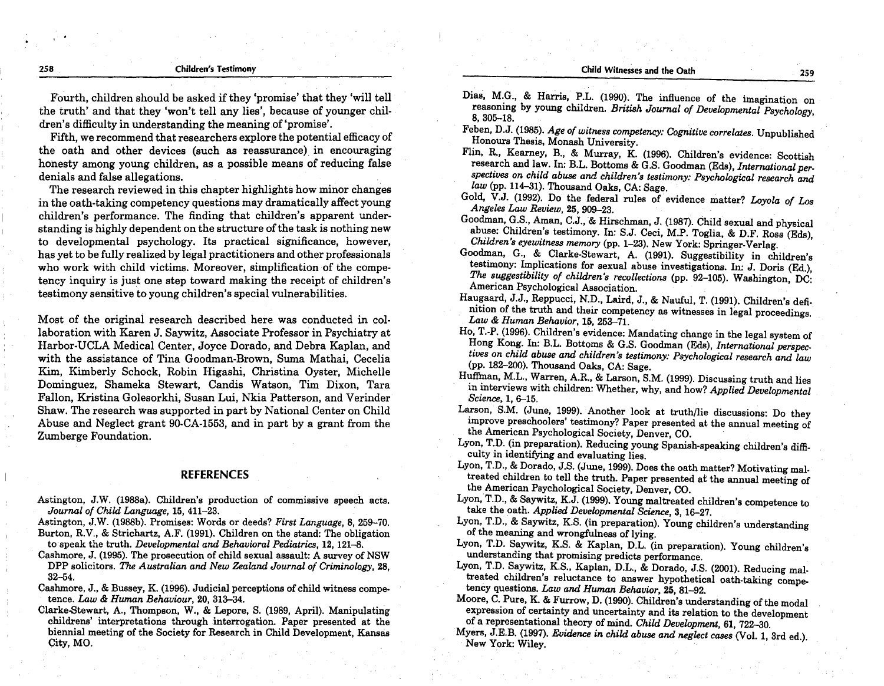Fourth, children should be asked if they 'promise' that they 'will tell the truth' and that they 'won't tell any lies', because of younger children's difficulty in understanding the meaning of 'promise'.

Fifth, we recommend that researchers explore the potential efficacy of the oath and other devices (such as reassurance) in encouraging honesty among young children, as a possible means of reducing false denials and false allegations.

The research reviewed in this chapter highlights how minor changes in the oath-taking competency questions may dramatically affect young children's performance. The finding that children's apparent understanding is highly dependent on the structure of the task is nothing new to developmental psychology. Its practical significance, however, has yet to be fully realized by legal practitioners and other professionals who work with child victims. Moreover, simplification of the competency inquiry is just one step toward making the receipt of children's testimony sensitive to young children's special vulnerabilities.

Most of the original research described here was conducted in collaboration with Karen J. Saywitz, Associate Professor in Psychiatry at Harbor-UCLA Medical Center, Joyce Dorado, and Debra Kaplan, and with the assistance of Tina Goodman-Brown, Suma Mathai, Cecelia Kim, Kimberly Schock, Robin Higashi, Christina Oyster, Michelle Dominguez, Shameka Stewart, Candis Watson, Tim Dixon, Tara Fallon, Kristina Golesorkhi, Susan Lui, Nkia Patterson, and Verinder Shaw. The research was supported in part by National Center on Child Abuse and Neglect grant 90-CA-1553, and in part by a grant from the Zumberge Foundation.

## REFERENCES

Astington, J.W. (1988a). Children's production of commissive speech acts. *Journal of Child Language*, **15**, 411–23.

Astington, J.W. (1988b). Promises: Words or deeds? *First Language*, **8**, 259–70.

Burton, R.V., & Strichartz, A.F. (1991). Children on the stand: The obligation to speak the truth. *Developmental and Behavioral Pediatrics*, **12**, 121–8.

Cashmore, J. (1995). The prosecution of child sexual assault: A survey of NSW DPP solicitors. *The Australian and New Zealand Journal of Criminology*, **28**, 32–54.

Cashmore, J., & Bussey, K. (1996). Judicial perceptions of child witness competence. *Law & Human Behaviour*, **20**, 313–34.

Clarke-Stewart, A., Thompson, W., & Lepore, S. (1989, April). Manipulating childrens' interpretations through interrogation. Paper presented at the biennial meeting of the Society for Research in Child Development, Kansas City, MO.

Dias, M.G., & Harris, P.L. (1990). The influence of the imagination on reasoning by young children. *British Journal of Developmental Psychology*, **8**, 305–18.

Feben, D.J. (1985). *Age of witness competency: Cognitive correlates*. Unpublished Honours Thesis, Monash University.

Flin, R., Kearney, B., & Murray, K. (1996). Children's evidence: Scottish research and law. In: B.L. Bottoms & G.S. Goodman (Eds), *International perspectives on child abuse and children's testimony: Psychological research and law* (pp. 114–31). Thousand Oaks, CA: Sage.

Gold, V.J. (1992). Do the federal rules of evidence matter? *Loyola of Los Angeles Law Review*, **25**, 909–23.

Goodman, G.S., Aman, C.J., & Hirschman, J. (1987). Child sexual and physical abuse: Children's testimony. In: S.J. Ceci, M.P. Toglia, & D.F. Ross (Eds), *Children's eyewitness memory* (pp. 1–23). New York: Springer-Verlag.

Goodman, G., & Clarke-Stewart, A. (1991). Suggestibility in children's testimony: Implications for sexual abuse investigations. In: J. Doris (Ed.), *The suggestibility of children's recollections* (pp. 92–105). Washington, DC: American Psychological Association.

Haugaard, J.J., Reppucci, N.D., Laird, J., & Nauful, T. (1991). Children's definition of the truth and their competency as witnesses in legal proceedings. *Law & Human Behavior*, **15**, 253–71.

Ho, T.-P. (1996). Children's evidence: Mandating change in the legal system of Hong Kong. In: B.L. Bottoms & G.S. Goodman (Eds), *International perspectives on child abuse and children's testimony: Psychological research and law* (pp. 182–200). Thousand Oaks, CA: Sage.

Huffman, M.L., Warren, A.R., & Larson, S.M. (1999). Discussing truth and lies in interviews with children: Whether, why, and how? *Applied Developmental Science*, **1**, 6–15.

Larson, S.M. (June, 1999). Another look at truth/lie discussions: Do they improve preschoolers' testimony? Paper presented at the annual meeting of the American Psychological Society, Denver, CO.

Lyon, T.D. (in preparation). Reducing young Spanish-speaking children's difficulty in identifying and evaluating lies.

Lyon, T.D., & Dorado, J.S. (June, 1999). Does the oath matter? Motivating maltreated children to tell the truth. Paper presented at the annual meeting of the American Psychological Society, Denver, CO.

Lyon, T.D., & Saywitz, K.J. (1999). Young maltreated children's competence to take the oath. *Applied Developmental Science*, **3**, 16–27.

Lyon, T.D., & Saywitz, K.S. (in preparation). Young children's understanding of the meaning and wrongfulness of lying.

Lyon, T.D. Saywitz, K.S. & Kaplan, D.L. (in preparation). Young children's understanding that promising predicts performance.

Lyon, T.D. Saywitz, K.S., Kaplan, D.L., & Dorado, J.S. (2001). Reducing maltreated children's reluctance to answer hypothetical oath-taking competency questions. *Law and Human Behavior*, **25**, 81–92.

Moore, C. Pure, K. & Furrow, D. (1990). Children's understanding of the modal expression of certainty and uncertainty and its relation to the development of a representational theory of mind. *Child Development*, **61**, 722–30.

Myers, J.E.B. (1997). *Evidence in child abuse and neglect cases* (Vol. 1, 3rd ed.). New York: Wiley.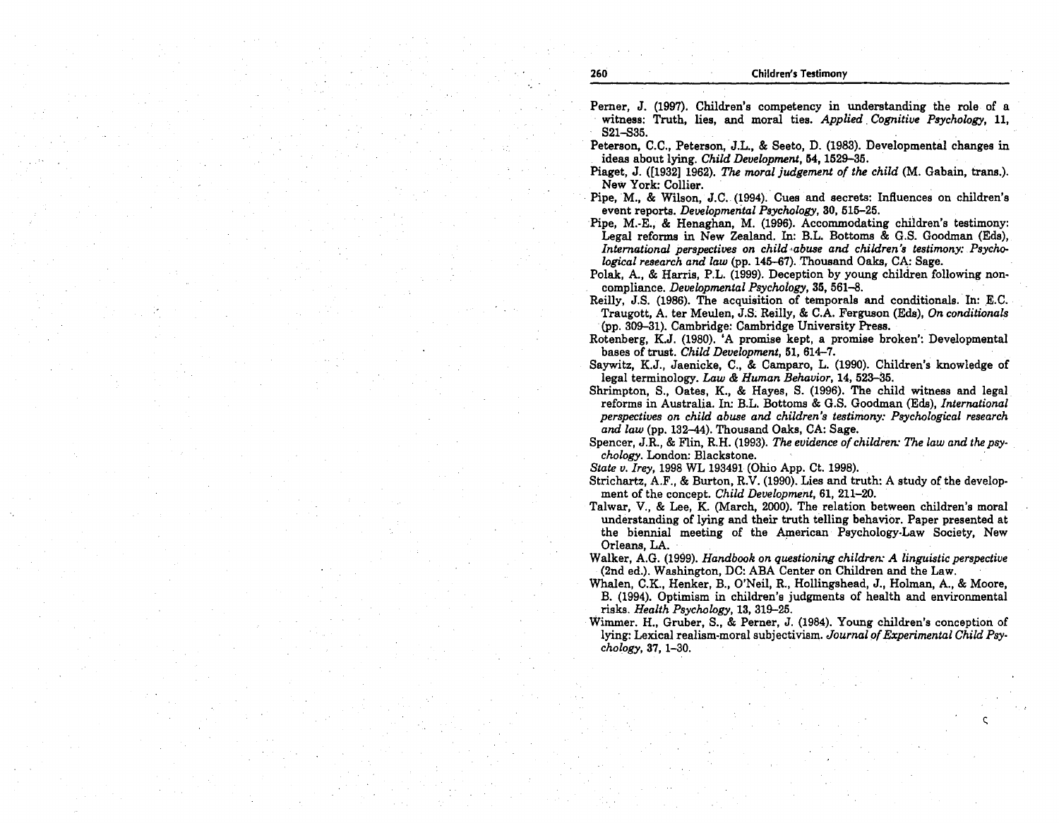Perner, J. (1997). Children's competency in understanding the role of a witness: Truth, lies, and moral ties. *Applied Cognitive Psychology*, 11, S21–S35.

Peterson, C.C., Peterson, J.L., & Seeto, D. (1983). Developmental changes in ideas about lying. *Child Development*, 54, 1529–35.

Piaget, J. ([1932] 1962). *The moral judgement of the child* (M. Gabain, trans.). New York: Collier.

Pipe, M., & Wilson, J.C. (1994). Cues and secrets: Influences on children's event reports. *Developmental Psychology*, 30, 515–25.

Pipe, M.-E., & Henaghan, M. (1996). Accommodating children's testimony: Legal reforms in New Zealand. In: B.L. Bottoms & G.S. Goodman (Eds), *International perspectives on child abuse and children's testimony: Psychological research and law* (pp. 145–67). Thousand Oaks, CA: Sage.

Polak, A., & Harris, P.L. (1999). Deception by young children following non-compliance. *Developmental Psychology*, 35, 561–8.

Reilly, J.S. (1986). The acquisition of temporals and conditionals. In: E.C. Traugott, A. ter Meulen, J.S. Reilly, & C.A. Ferguson (Eds), *On conditionals* (pp. 309–31). Cambridge: Cambridge University Press.

Rotenberg, K.J. (1980). 'A promise kept, a promise broken': Developmental bases of trust. *Child Development*, 51, 614–7.

Saywitz, K.J., Jaenicke, C., & Camparo, L. (1990). Children's knowledge of legal terminology. *Law & Human Behavior*, 14, 523–35.

Shrimpton, S., Oates, K., & Hayes, S. (1996). The child witness and legal reforms in Australia. In: B.L. Bottoms & G.S. Goodman (Eds), *International perspectives on child abuse and children's testimony: Psychological research and law* (pp. 132–44). Thousand Oaks, CA: Sage.

Spencer, J.R., & Flin, R.H. (1993). *The evidence of children: The law and the psychology*. London: Blackstone.

*State v. Irey*, 1998 WL 193491 (Ohio App. Ct. 1998).

Strichartz, A.F., & Burton, R.V. (1990). Lies and truth: A study of the development of the concept. *Child Development*, 61, 211–20.

Talwar, V., & Lee, K. (March, 2000). The relation between children's moral understanding of lying and their truth telling behavior. Paper presented at the biennial meeting of the American Psychology-Law Society, New Orleans, LA.

Walker, A.G. (1999). *Handbook on questioning children: A linguistic perspective* (2nd ed.). Washington, DC: ABA Center on Children and the Law.

Whalen, C.K., Henker, B., O'Neil, R., Hollingshead, J., Holman, A., & Moore, B. (1994). Optimism in children's judgments of health and environmental risks. *Health Psychology*, 13, 319–25.

Wimmer, H., Gruber, S., & Perner, J. (1984). Young children's conception of lying: Lexical realism-moral subjectivism. *Journal of Experimental Child Psychology*, 37, 1–30.